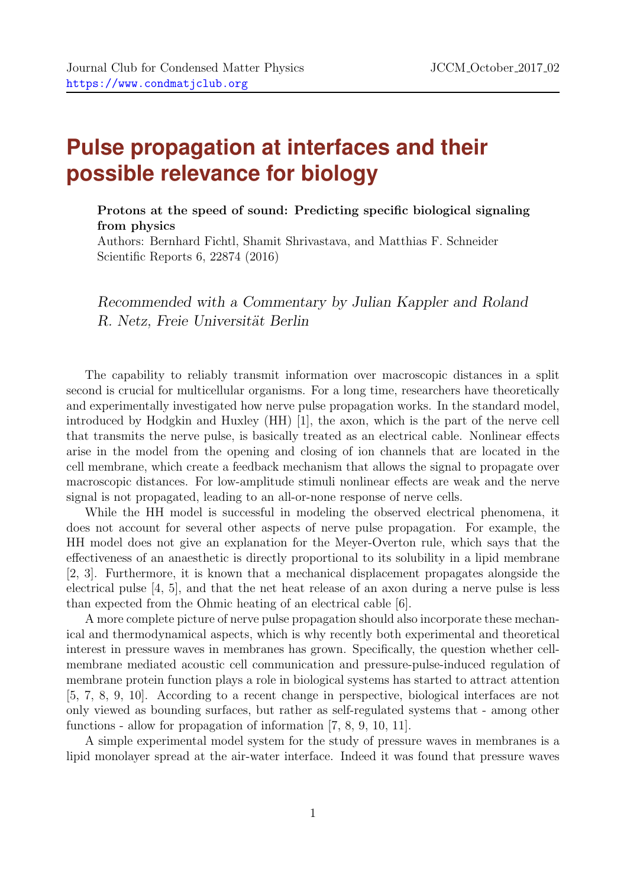# Pulse propagation at interfaces and their possible relevance for biology

**Protons at the speed of sound: Predicting specific biological signaling from physics**
Authors: Bernhard Fichtl, Shamit Shrivastava, and Matthias F. Schneider
Scientific Reports 6, 22874 (2016)

*Recommended with a Commentary by Julian Kappler and Roland R. Netz, Freie Universität Berlin*

The capability to reliably transmit information over macroscopic distances in a split second is crucial for multicellular organisms. For a long time, researchers have theoretically and experimentally investigated how nerve pulse propagation works. In the standard model, introduced by Hodgkin and Huxley (HH) [1], the axon, which is the part of the nerve cell that transmits the nerve pulse, is basically treated as an electrical cable. Nonlinear effects arise in the model from the opening and closing of ion channels that are located in the cell membrane, which create a feedback mechanism that allows the signal to propagate over macroscopic distances. For low-amplitude stimuli nonlinear effects are weak and the nerve signal is not propagated, leading to an all-or-none response of nerve cells.

While the HH model is successful in modeling the observed electrical phenomena, it does not account for several other aspects of nerve pulse propagation. For example, the HH model does not give an explanation for the Meyer-Overton rule, which says that the effectiveness of an anaesthetic is directly proportional to its solubility in a lipid membrane [2, 3]. Furthermore, it is known that a mechanical displacement propagates alongside the electrical pulse [4, 5], and that the net heat release of an axon during a nerve pulse is less than expected from the Ohmic heating of an electrical cable [6].

A more complete picture of nerve pulse propagation should also incorporate these mechanical and thermodynamical aspects, which is why recently both experimental and theoretical interest in pressure waves in membranes has grown. Specifically, the question whether cell-membrane mediated acoustic cell communication and pressure-pulse-induced regulation of membrane protein function plays a role in biological systems has started to attract attention [5, 7, 8, 9, 10]. According to a recent change in perspective, biological interfaces are not only viewed as bounding surfaces, but rather as self-regulated systems that - among other functions - allow for propagation of information [7, 8, 9, 10, 11].

A simple experimental model system for the study of pressure waves in membranes is a lipid monolayer spread at the air-water interface. Indeed it was found that pressure waves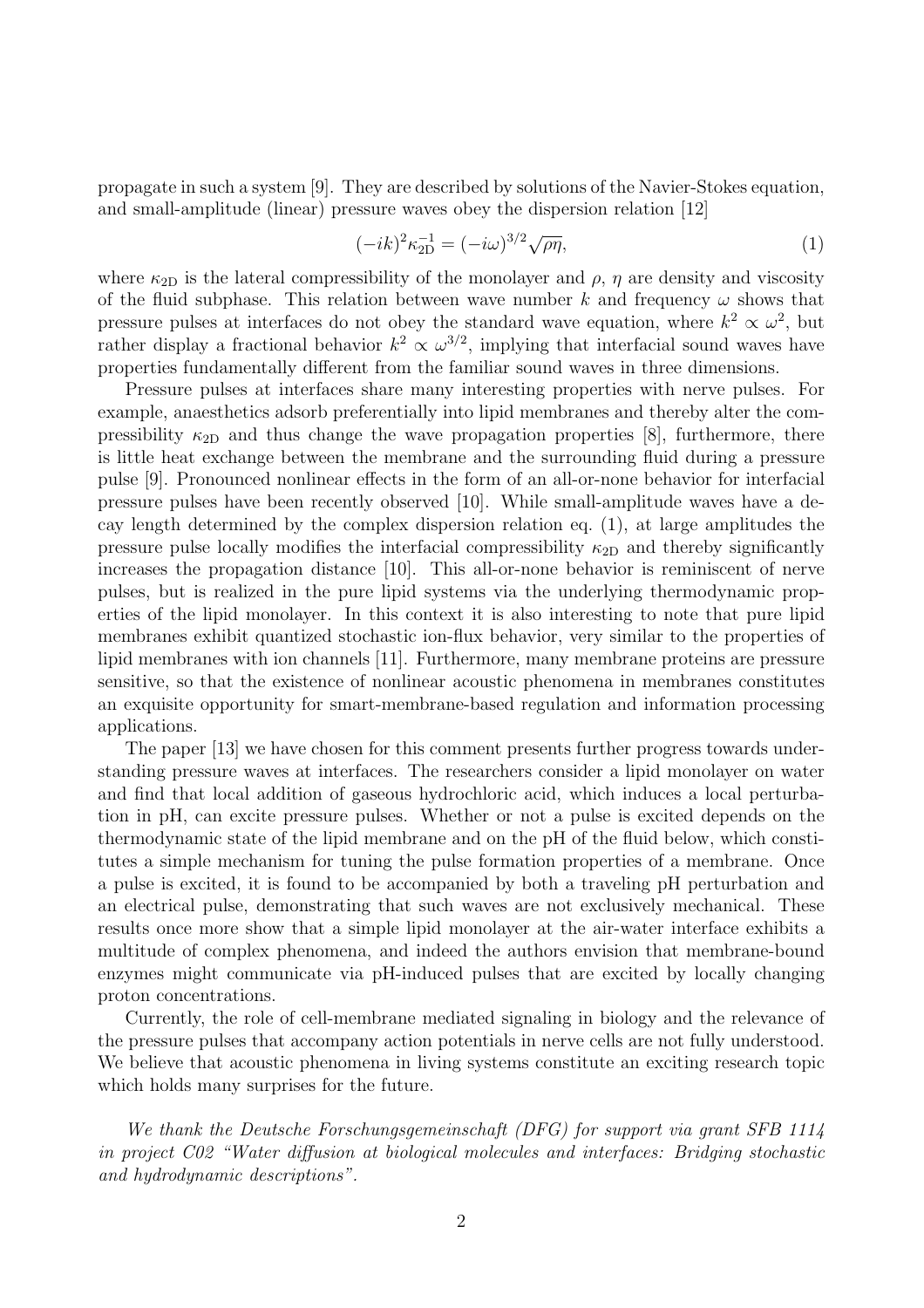propagate in such a system [9]. They are described by solutions of the Navier-Stokes equation, and small-amplitude (linear) pressure waves obey the dispersion relation [12]

$$(-ik)^2 \kappa_{2D}^{-1} = (-i\omega)^{3/2} \sqrt{\rho\eta}, \tag{1}$$

where $\kappa_{2D}$ is the lateral compressibility of the monolayer and $\rho$, $\eta$ are density and viscosity of the fluid subphase. This relation between wave number $k$ and frequency $\omega$ shows that pressure pulses at interfaces do not obey the standard wave equation, where $k^2 \propto \omega^2$, but rather display a fractional behavior $k^2 \propto \omega^{3/2}$, implying that interfacial sound waves have properties fundamentally different from the familiar sound waves in three dimensions.

Pressure pulses at interfaces share many interesting properties with nerve pulses. For example, anaesthetics adsorb preferentially into lipid membranes and thereby alter the compressibility $\kappa_{2D}$ and thus change the wave propagation properties [8], furthermore, there is little heat exchange between the membrane and the surrounding fluid during a pressure pulse [9]. Pronounced nonlinear effects in the form of an all-or-none behavior for interfacial pressure pulses have been recently observed [10]. While small-amplitude waves have a decay length determined by the complex dispersion relation eq. (1), at large amplitudes the pressure pulse locally modifies the interfacial compressibility $\kappa_{2D}$ and thereby significantly increases the propagation distance [10]. This all-or-none behavior is reminiscent of nerve pulses, but is realized in the pure lipid systems via the underlying thermodynamic properties of the lipid monolayer. In this context it is also interesting to note that pure lipid membranes exhibit quantized stochastic ion-flux behavior, very similar to the properties of lipid membranes with ion channels [11]. Furthermore, many membrane proteins are pressure sensitive, so that the existence of nonlinear acoustic phenomena in membranes constitutes an exquisite opportunity for smart-membrane-based regulation and information processing applications.

The paper [13] we have chosen for this comment presents further progress towards understanding pressure waves at interfaces. The researchers consider a lipid monolayer on water and find that local addition of gaseous hydrochloric acid, which induces a local perturbation in pH, can excite pressure pulses. Whether or not a pulse is excited depends on the thermodynamic state of the lipid membrane and on the pH of the fluid below, which constitutes a simple mechanism for tuning the pulse formation properties of a membrane. Once a pulse is excited, it is found to be accompanied by both a traveling pH perturbation and an electrical pulse, demonstrating that such waves are not exclusively mechanical. These results once more show that a simple lipid monolayer at the air-water interface exhibits a multitude of complex phenomena, and indeed the authors envision that membrane-bound enzymes might communicate via pH-induced pulses that are excited by locally changing proton concentrations.

Currently, the role of cell-membrane mediated signaling in biology and the relevance of the pressure pulses that accompany action potentials in nerve cells are not fully understood. We believe that acoustic phenomena in living systems constitute an exciting research topic which holds many surprises for the future.

*We thank the Deutsche Forschungsgemeinschaft (DFG) for support via grant SFB 1114 in project C02 "Water diffusion at biological molecules and interfaces: Bridging stochastic and hydrodynamic descriptions".*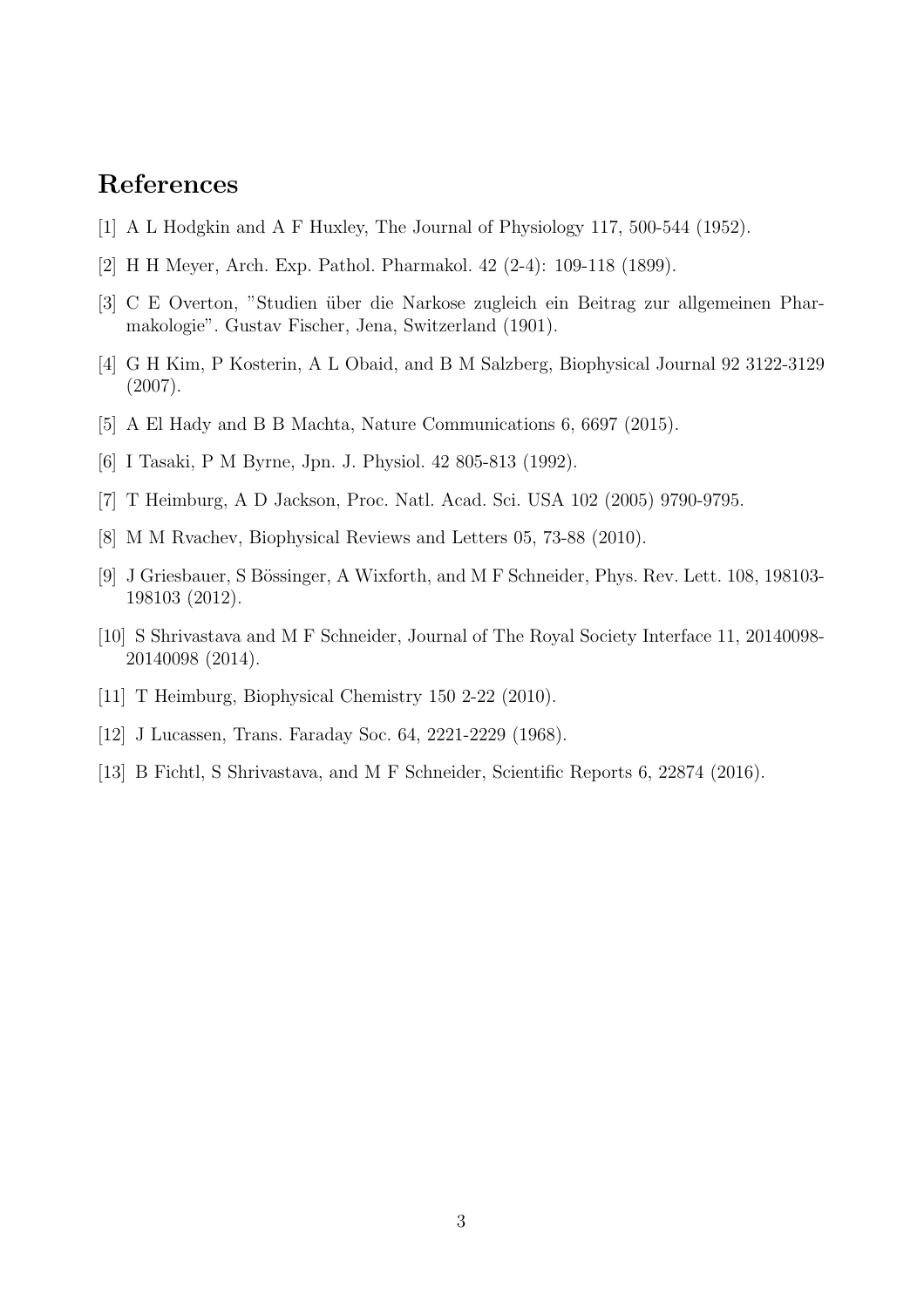## References

[1] A L Hodgkin and A F Huxley, The Journal of Physiology 117, 500-544 (1952).

[2] H H Meyer, Arch. Exp. Pathol. Pharmakol. 42 (2-4): 109-118 (1899).

[3] C E Overton, "Studien über die Narkose zugleich ein Beitrag zur allgemeinen Pharmakologie". Gustav Fischer, Jena, Switzerland (1901).

[4] G H Kim, P Kosterin, A L Obaid, and B M Salzberg, Biophysical Journal 92 3122-3129 (2007).

[5] A El Hady and B B Machta, Nature Communications 6, 6697 (2015).

[6] I Tasaki, P M Byrne, Jpn. J. Physiol. 42 805-813 (1992).

[7] T Heimburg, A D Jackson, Proc. Natl. Acad. Sci. USA 102 (2005) 9790-9795.

[8] M M Rvachev, Biophysical Reviews and Letters 05, 73-88 (2010).

[9] J Griesbauer, S Bössinger, A Wixforth, and M F Schneider, Phys. Rev. Lett. 108, 198103-198103 (2012).

[10] S Shrivastava and M F Schneider, Journal of The Royal Society Interface 11, 20140098-20140098 (2014).

[11] T Heimburg, Biophysical Chemistry 150 2-22 (2010).

[12] J Lucassen, Trans. Faraday Soc. 64, 2221-2229 (1968).

[13] B Fichtl, S Shrivastava, and M F Schneider, Scientific Reports 6, 22874 (2016).